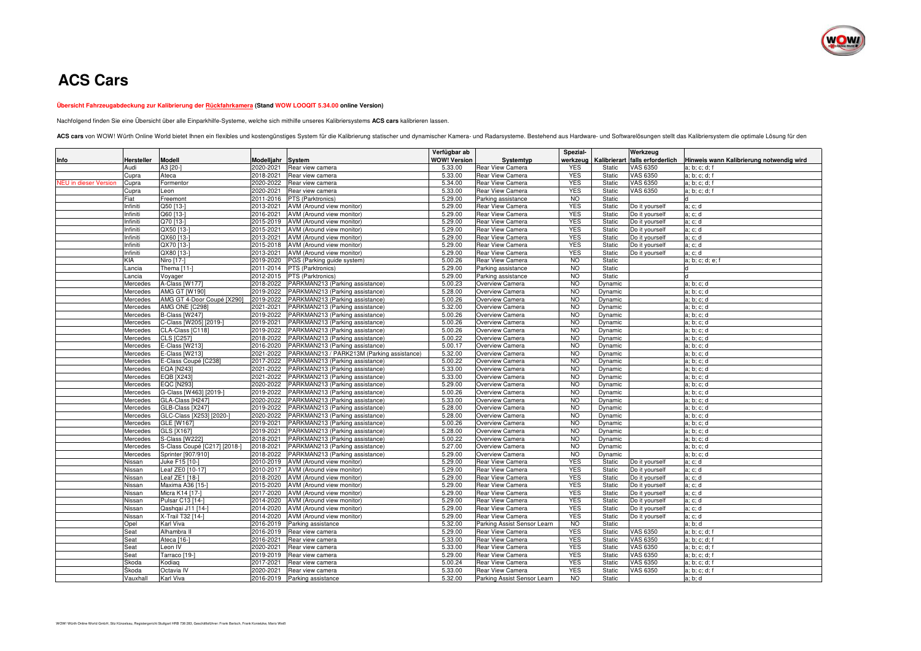# ACS Cars

**Übersicht Fahrzeugabdeckung zur Kalibrierung der Rückfahrkamera (Stand WOW LOOQIT 5.34.00 online Version)**

Nachfolgend finden Sie eine Übersicht über alle Einparkhilfe-Systeme, welche sich mithilfe unseres Kalibriersystems **ACS cars** kalibrieren lassen.

**ACS cars** von WOW! Würth Online World bietet Ihnen ein flexibles und kostengünstiges System für die Kalibrierung statischer und dynamischer Kamera- und Radarsysteme. Bestehend aus Hardware- und Softwarelösungen stellt das Kalibriersystem die optimale Lösung für den

| Info | Hersteller | Modell | Modelljahr | System | Verfügbar ab WOW! Version | Systemtyp | Spezial-werkzeug | Kalibrierart | Werkzeug falls erforderlich | Hinweis wann Kalibrierung notwendig wird |
|---|---|---|---|---|---|---|---|---|---|---|
| | Audi | A3 [20-] | 2020-2021 | Rear view camera | 5.33.00 | Rear View Camera | YES | Static | VAS 6350 | a; b; c; d; f |
| | Cupra | Ateca | 2018-2021 | Rear view camera | 5.33.00 | Rear View Camera | YES | Static | VAS 6350 | a; b; c; d; f |
| NEU in dieser Version | Cupra | Formentor | 2020-2022 | Rear view camera | 5.34.00 | Rear View Camera | YES | Static | VAS 6350 | a; b; c; d; f |
| | Cupra | Leon | 2020-2021 | Rear view camera | 5.33.00 | Rear View Camera | YES | Static | VAS 6350 | a; b; c; d; f |
| | Fiat | Freemont | 2011-2016 | PTS (Parktronics) | 5.29.00 | Parking assistance | NO | Static | | d |
| | Infiniti | Q50 [13-] | 2013-2021 | AVM (Around view monitor) | 5.29.00 | Rear View Camera | YES | Static | Do it yourself | a; c; d |
| | Infiniti | Q60 [13-] | 2016-2021 | AVM (Around view monitor) | 5.29.00 | Rear View Camera | YES | Static | Do it yourself | a; c; d |
| | Infiniti | Q70 [13-] | 2015-2019 | AVM (Around view monitor) | 5.29.00 | Rear View Camera | YES | Static | Do it yourself | a; c; d |
| | Infiniti | QX50 [13-] | 2015-2021 | AVM (Around view monitor) | 5.29.00 | Rear View Camera | YES | Static | Do it yourself | a; c; d |
| | Infiniti | QX60 [13-] | 2013-2021 | AVM (Around view monitor) | 5.29.00 | Rear View Camera | YES | Static | Do it yourself | a; c; d |
| | Infiniti | QX70 [13-] | 2015-2018 | AVM (Around view monitor) | 5.29.00 | Rear View Camera | YES | Static | Do it yourself | a; c; d |
| | Infiniti | QX80 [13-] | 2013-2021 | AVM (Around view monitor) | 5.29.00 | Rear View Camera | YES | Static | Do it yourself | a; c; d |
| | KIA | Niro [17-] | 2019-2020 | PGS (Parking guide system) | 5.00.26 | Rear View Camera | NO | Static | | a; b; c; d; e; f |
| | Lancia | Thema [11-] | 2011-2014 | PTS (Parktronics) | 5.29.00 | Parking assistance | NO | Static | | d |
| | Lancia | Voyager | 2012-2015 | PTS (Parktronics) | 5.29.00 | Parking assistance | NO | Static | | d |
| | Mercedes | A-Class [W177] | 2018-2022 | PARKMAN213 (Parking assistance) | 5.00.23 | Overview Camera | NO | Dynamic | | a; b; c; d |
| | Mercedes | AMG GT [W190] | 2019-2022 | PARKMAN213 (Parking assistance) | 5.28.00 | Overview Camera | NO | Dynamic | | a; b; c; d |
| | Mercedes | AMG GT 4-Door Coupé [X290] | 2019-2022 | PARKMAN213 (Parking assistance) | 5.00.26 | Overview Camera | NO | Dynamic | | a; b; c; d |
| | Mercedes | AMG ONE [C298] | 2021-2021 | PARKMAN213 (Parking assistance) | 5.32.00 | Overview Camera | NO | Dynamic | | a; b; c; d |
| | Mercedes | B-Class [W247] | 2019-2022 | PARKMAN213 (Parking assistance) | 5.00.26 | Overview Camera | NO | Dynamic | | a; b; c; d |
| | Mercedes | C-Class [W205] [2019-] | 2019-2021 | PARKMAN213 (Parking assistance) | 5.00.26 | Overview Camera | NO | Dynamic | | a; b; c; d |
| | Mercedes | CLA-Class [C118] | 2019-2022 | PARKMAN213 (Parking assistance) | 5.00.26 | Overview Camera | NO | Dynamic | | a; b; c; d |
| | Mercedes | CLS [C257] | 2018-2022 | PARKMAN213 (Parking assistance) | 5.00.22 | Overview Camera | NO | Dynamic | | a; b; c; d |
| | Mercedes | E-Class [W213] | 2016-2020 | PARKMAN213 (Parking assistance) | 5.00.17 | Overview Camera | NO | Dynamic | | a; b; c; d |
| | Mercedes | E-Class [W213] | 2021-2022 | PARKMAN213 / PARK213M (Parking assistance) | 5.32.00 | Overview Camera | NO | Dynamic | | a; b; c; d |
| | Mercedes | E-Class Coupé [C238] | 2017-2022 | PARKMAN213 (Parking assistance) | 5.00.22 | Overview Camera | NO | Dynamic | | a; b; c; d |
| | Mercedes | EQA [N243] | 2021-2022 | PARKMAN213 (Parking assistance) | 5.33.00 | Overview Camera | NO | Dynamic | | a; b; c; d |
| | Mercedes | EQB [X243] | 2021-2022 | PARKMAN213 (Parking assistance) | 5.33.00 | Overview Camera | NO | Dynamic | | a; b; c; d |
| | Mercedes | EQC [N293] | 2020-2022 | PARKMAN213 (Parking assistance) | 5.29.00 | Overview Camera | NO | Dynamic | | a; b; c; d |
| | Mercedes | G-Class [W463] [2019-] | 2019-2022 | PARKMAN213 (Parking assistance) | 5.00.26 | Overview Camera | NO | Dynamic | | a; b; c; d |
| | Mercedes | GLA-Class [H247] | 2020-2022 | PARKMAN213 (Parking assistance) | 5.33.00 | Overview Camera | NO | Dynamic | | a; b; c; d |
| | Mercedes | GLB-Class [X247] | 2019-2022 | PARKMAN213 (Parking assistance) | 5.28.00 | Overview Camera | NO | Dynamic | | a; b; c; d |
| | Mercedes | GLC-Class [X253] [2020-] | 2020-2022 | PARKMAN213 (Parking assistance) | 5.28.00 | Overview Camera | NO | Dynamic | | a; b; c; d |
| | Mercedes | GLE [W167] | 2019-2021 | PARKMAN213 (Parking assistance) | 5.00.26 | Overview Camera | NO | Dynamic | | a; b; c; d |
| | Mercedes | GLS [X167] | 2019-2021 | PARKMAN213 (Parking assistance) | 5.28.00 | Overview Camera | NO | Dynamic | | a; b; c; d |
| | Mercedes | S-Class [W222] | 2018-2021 | PARKMAN213 (Parking assistance) | 5.00.22 | Overview Camera | NO | Dynamic | | a; b; c; d |
| | Mercedes | S-Class Coupé [C217] [2018-] | 2018-2021 | PARKMAN213 (Parking assistance) | 5.27.00 | Overview Camera | NO | Dynamic | | a; b; c; d |
| | Mercedes | Sprinter [907/910] | 2018-2022 | PARKMAN213 (Parking assistance) | 5.29.00 | Overview Camera | NO | Dynamic | | a; b; c; d |
| | Nissan | Juke F15 [10-] | 2010-2019 | AVM (Around view monitor) | 5.29.00 | Rear View Camera | YES | Static | Do it yourself | a; c; d |
| | Nissan | Leaf ZE0 [10-17] | 2010-2017 | AVM (Around view monitor) | 5.29.00 | Rear View Camera | YES | Static | Do it yourself | a; c; d |
| | Nissan | Leaf ZE1 [18-] | 2018-2020 | AVM (Around view monitor) | 5.29.00 | Rear View Camera | YES | Static | Do it yourself | a; c; d |
| | Nissan | Maxima A36 [15-] | 2015-2020 | AVM (Around view monitor) | 5.29.00 | Rear View Camera | YES | Static | Do it yourself | a; c; d |
| | Nissan | Micra K14 [17-] | 2017-2020 | AVM (Around view monitor) | 5.29.00 | Rear View Camera | YES | Static | Do it yourself | a; c; d |
| | Nissan | Pulsar C13 [14-] | 2014-2020 | AVM (Around view monitor) | 5.29.00 | Rear View Camera | YES | Static | Do it yourself | a; c; d |
| | Nissan | Qashqai J11 [14-] | 2014-2020 | AVM (Around view monitor) | 5.29.00 | Rear View Camera | YES | Static | Do it yourself | a; c; d |
| | Nissan | X-Trail T32 [14-] | 2014-2020 | AVM (Around view monitor) | 5.29.00 | Rear View Camera | YES | Static | Do it yourself | a; c; d |
| | Opel | Karl Viva | 2016-2019 | Parking assistance | 5.32.00 | Parking Assist Sensor Learn | NO | Static | | a; b; d |
| | Seat | Alhambra II | 2016-2019 | Rear view camera | 5.29.00 | Rear View Camera | YES | Static | VAS 6350 | a; b; c; d; f |
| | Seat | Ateca [16-] | 2016-2021 | Rear view camera | 5.33.00 | Rear View Camera | YES | Static | VAS 6350 | a; b; c; d; f |
| | Seat | Leon IV | 2020-2021 | Rear view camera | 5.33.00 | Rear View Camera | YES | Static | VAS 6350 | a; b; c; d; f |
| | Seat | Tarraco [19-] | 2019-2019 | Rear view camera | 5.29.00 | Rear View Camera | YES | Static | VAS 6350 | a; b; c; d; f |
| | Škoda | Kodiaq | 2017-2021 | Rear view camera | 5.00.24 | Rear View Camera | YES | Static | VAS 6350 | a; b; c; d; f |
| | Škoda | Octavia IV | 2020-2021 | Rear view camera | 5.33.00 | Rear View Camera | YES | Static | VAS 6350 | a; b; c; d; f |
| | Vauxhall | Karl Viva | 2016-2019 | Parking assistance | 5.32.00 | Parking Assist Sensor Learn | NO | Static | | a; b; d |

WOW! Würth Online World GmbH, Sitz Künzelsau, Registergericht Stuttgart HRB 738 283, Geschäftsführer: Frank Bartsch, Frank Konietzke, Mario Weiß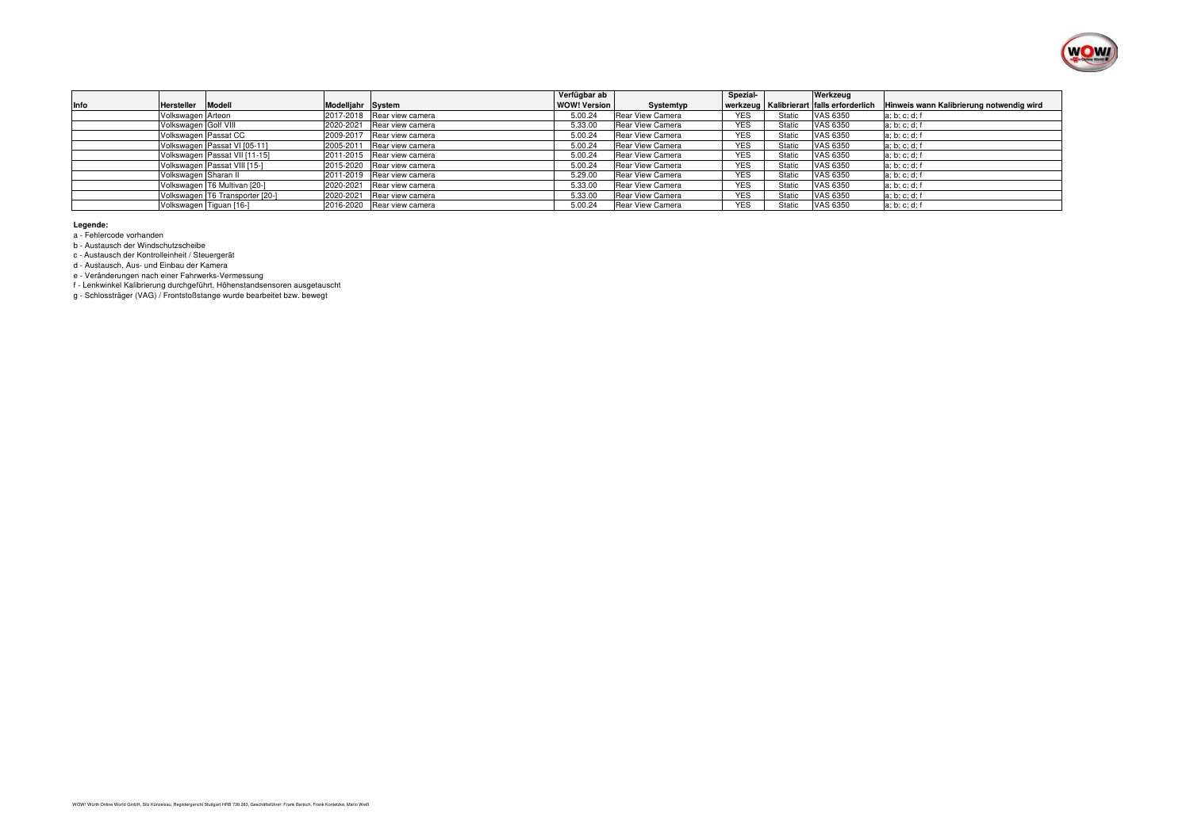| Info | Hersteller | Modell | Modelljahr | System | Verfügbar ab WOW! Version | Systemtyp | Spezial-werkzeug | Kalibrierart | Werkzeug falls erforderlich | Hinweis wann Kalibrierung notwendig wird |
|---|---|---|---|---|---|---|---|---|---|---|
| | Volkswagen | Arteon | 2017-2018 | Rear view camera | 5.00.24 | Rear View Camera | YES | Static | VAS 6350 | a; b; c; d; f |
| | Volkswagen | Golf VIII | 2020-2021 | Rear view camera | 5.33.00 | Rear View Camera | YES | Static | VAS 6350 | a; b; c; d; f |
| | Volkswagen | Passat CC | 2009-2017 | Rear view camera | 5.00.24 | Rear View Camera | YES | Static | VAS 6350 | a; b; c; d; f |
| | Volkswagen | Passat VI [05-11] | 2005-2011 | Rear view camera | 5.00.24 | Rear View Camera | YES | Static | VAS 6350 | a; b; c; d; f |
| | Volkswagen | Passat VII [11-15] | 2011-2015 | Rear view camera | 5.00.24 | Rear View Camera | YES | Static | VAS 6350 | a; b; c; d; f |
| | Volkswagen | Passat VIII [15-] | 2015-2020 | Rear view camera | 5.00.24 | Rear View Camera | YES | Static | VAS 6350 | a; b; c; d; f |
| | Volkswagen | Sharan II | 2011-2019 | Rear view camera | 5.29.00 | Rear View Camera | YES | Static | VAS 6350 | a; b; c; d; f |
| | Volkswagen | T6 Multivan [20-] | 2020-2021 | Rear view camera | 5.33.00 | Rear View Camera | YES | Static | VAS 6350 | a; b; c; d; f |
| | Volkswagen | T6 Transporter [20-] | 2020-2021 | Rear view camera | 5.33.00 | Rear View Camera | YES | Static | VAS 6350 | a; b; c; d; f |
| | Volkswagen | Tiguan [16-] | 2016-2020 | Rear view camera | 5.00.24 | Rear View Camera | YES | Static | VAS 6350 | a; b; c; d; f |

**Legende:**

a - Fehlercode vorhanden

b - Austausch der Windschutzscheibe

c - Austausch der Kontrolleinheit / Steuergerät

d - Austausch, Aus- und Einbau der Kamera

e - Veränderungen nach einer Fahrwerks-Vermessung

f - Lenkwinkel Kalibrierung durchgeführt, Höhenstandsensoren ausgetauscht

g - Schlossträger (VAG) / Frontstoßstange wurde bearbeitet bzw. bewegt